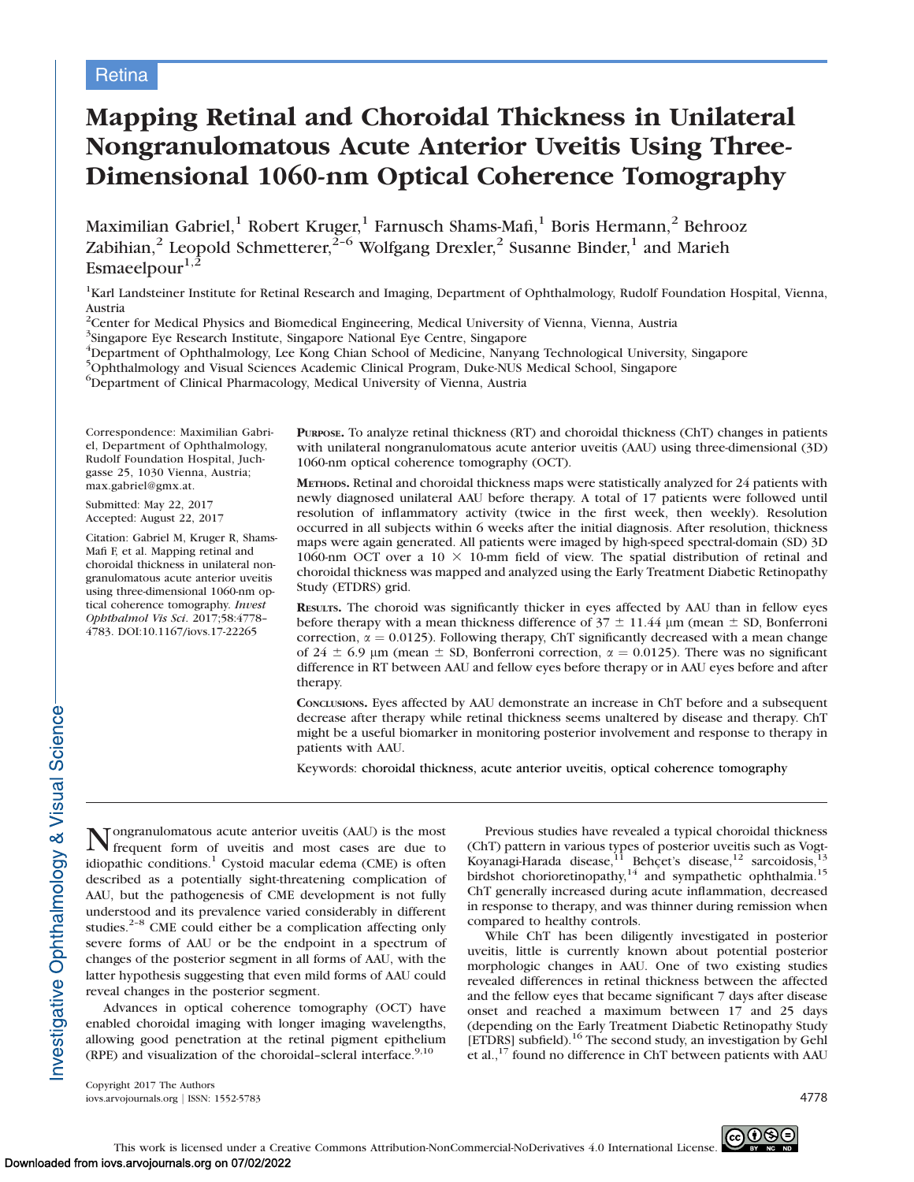Retina

# Mapping Retinal and Choroidal Thickness in Unilateral Nongranulomatous Acute Anterior Uveitis Using Three-Dimensional 1060-nm Optical Coherence Tomography

Maximilian Gabriel,[1] Robert Kruger,[1] Farnusch Shams-Mafi,[1] Boris Hermann,[2] Behrooz Zabihian,[2] Leopold Schmetterer,[2–6] Wolfgang Drexler,[2] Susanne Binder,[1] and Marieh Esmaeelpour[1,2]

[1]Karl Landsteiner Institute for Retinal Research and Imaging, Department of Ophthalmology, Rudolf Foundation Hospital, Vienna, Austria

[2]Center for Medical Physics and Biomedical Engineering, Medical University of Vienna, Vienna, Austria

[3]Singapore Eye Research Institute, Singapore National Eye Centre, Singapore

[4]Department of Ophthalmology, Lee Kong Chian School of Medicine, Nanyang Technological University, Singapore

[5]Ophthalmology and Visual Sciences Academic Clinical Program, Duke-NUS Medical School, Singapore

[6]Department of Clinical Pharmacology, Medical University of Vienna, Austria

Correspondence: Maximilian Gabriel, Department of Ophthalmology, Rudolf Foundation Hospital, Juchgasse 25, 1030 Vienna, Austria; max.gabriel@gmx.at.

Submitted: May 22, 2017
Accepted: August 22, 2017

Citation: Gabriel M, Kruger R, Shams-Mafi F, et al. Mapping retinal and choroidal thickness in unilateral nongranulomatous acute anterior uveitis using three-dimensional 1060-nm optical coherence tomography. *Invest Ophthalmol Vis Sci*. 2017;58:4778–4783. DOI:10.1167/iovs.17-22265

**Purpose.** To analyze retinal thickness (RT) and choroidal thickness (ChT) changes in patients with unilateral nongranulomatous acute anterior uveitis (AAU) using three-dimensional (3D) 1060-nm optical coherence tomography (OCT).

**Methods.** Retinal and choroidal thickness maps were statistically analyzed for 24 patients with newly diagnosed unilateral AAU before therapy. A total of 17 patients were followed until resolution of inflammatory activity (twice in the first week, then weekly). Resolution occurred in all subjects within 6 weeks after the initial diagnosis. After resolution, thickness maps were again generated. All patients were imaged by high-speed spectral-domain (SD) 3D 1060-nm OCT over a $10 \times 10$-mm field of view. The spatial distribution of retinal and choroidal thickness was mapped and analyzed using the Early Treatment Diabetic Retinopathy Study (ETDRS) grid.

**Results.** The choroid was significantly thicker in eyes affected by AAU than in fellow eyes before therapy with a mean thickness difference of $37 \pm 11.44$ µm (mean ± SD, Bonferroni correction, $\alpha = 0.0125$). Following therapy, ChT significantly decreased with a mean change of $24 \pm 6.9$ µm (mean ± SD, Bonferroni correction, $\alpha = 0.0125$). There was no significant difference in RT between AAU and fellow eyes before therapy or in AAU eyes before and after therapy.

**Conclusions.** Eyes affected by AAU demonstrate an increase in ChT before and a subsequent decrease after therapy while retinal thickness seems unaltered by disease and therapy. ChT might be a useful biomarker in monitoring posterior involvement and response to therapy in patients with AAU.

Keywords: choroidal thickness, acute anterior uveitis, optical coherence tomography

Nongranulomatous acute anterior uveitis (AAU) is the most frequent form of uveitis and most cases are due to idiopathic conditions.[1] Cystoid macular edema (CME) is often described as a potentially sight-threatening complication of AAU, but the pathogenesis of CME development is not fully understood and its prevalence varied considerably in different studies.[2–8] CME could either be a complication affecting only severe forms of AAU or be the endpoint in a spectrum of changes of the posterior segment in all forms of AAU, with the latter hypothesis suggesting that even mild forms of AAU could reveal changes in the posterior segment.

Advances in optical coherence tomography (OCT) have enabled choroidal imaging with longer imaging wavelengths, allowing good penetration at the retinal pigment epithelium (RPE) and visualization of the choroidal–scleral interface.[9,10]

Previous studies have revealed a typical choroidal thickness (ChT) pattern in various types of posterior uveitis such as Vogt-Koyanagi-Harada disease,[11] Behçet's disease,[12] sarcoidosis,[13] birdshot chorioretinopathy,[14] and sympathetic ophthalmia.[15] ChT generally increased during acute inflammation, decreased in response to therapy, and was thinner during remission when compared to healthy controls.

While ChT has been diligently investigated in posterior uveitis, little is currently known about potential posterior morphologic changes in AAU. One of two existing studies revealed differences in retinal thickness between the affected and the fellow eyes that became significant 7 days after disease onset and reached a maximum between 17 and 25 days (depending on the Early Treatment Diabetic Retinopathy Study [ETDRS] subfield).[16] The second study, an investigation by Gehl et al.,[17] found no difference in ChT between patients with AAU

Copyright 2017 The Authors
iovs.arvojournals.org | ISSN: 1552-5783

This work is licensed under a Creative Commons Attribution-NonCommercial-NoDerivatives 4.0 International License.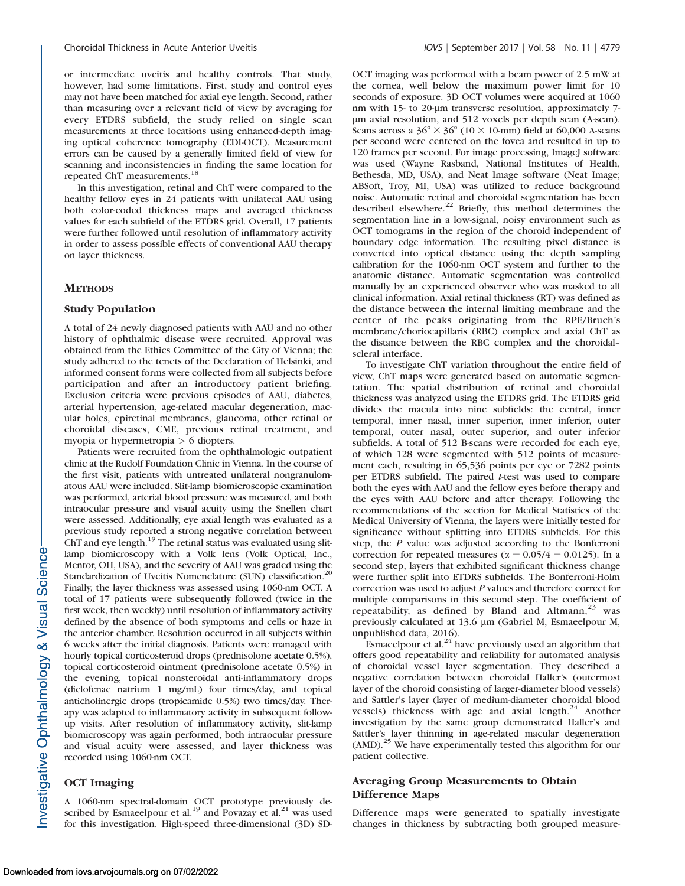or intermediate uveitis and healthy controls. That study, however, had some limitations. First, study and control eyes may not have been matched for axial eye length. Second, rather than measuring over a relevant field of view by averaging for every ETDRS subfield, the study relied on single scan measurements at three locations using enhanced-depth imaging optical coherence tomography (EDI-OCT). Measurement errors can be caused by a generally limited field of view for scanning and inconsistencies in finding the same location for repeated ChT measurements.[18]

In this investigation, retinal and ChT were compared to the healthy fellow eyes in 24 patients with unilateral AAU using both color-coded thickness maps and averaged thickness values for each subfield of the ETDRS grid. Overall, 17 patients were further followed until resolution of inflammatory activity in order to assess possible effects of conventional AAU therapy on layer thickness.

## Methods

### Study Population

A total of 24 newly diagnosed patients with AAU and no other history of ophthalmic disease were recruited. Approval was obtained from the Ethics Committee of the City of Vienna; the study adhered to the tenets of the Declaration of Helsinki, and informed consent forms were collected from all subjects before participation and after an introductory patient briefing. Exclusion criteria were previous episodes of AAU, diabetes, arterial hypertension, age-related macular degeneration, macular holes, epiretinal membranes, glaucoma, other retinal or choroidal diseases, CME, previous retinal treatment, and myopia or hypermetropia > 6 diopters.

Patients were recruited from the ophthalmologic outpatient clinic at the Rudolf Foundation Clinic in Vienna. In the course of the first visit, patients with untreated unilateral nongranulomatous AAU were included. Slit-lamp biomicroscopic examination was performed, arterial blood pressure was measured, and both intraocular pressure and visual acuity using the Snellen chart were assessed. Additionally, eye axial length was evaluated as a previous study reported a strong negative correlation between ChT and eye length.[19] The retinal status was evaluated using slit-lamp biomicroscopy with a Volk lens (Volk Optical, Inc., Mentor, OH, USA), and the severity of AAU was graded using the Standardization of Uveitis Nomenclature (SUN) classification.[20] Finally, the layer thickness was assessed using 1060-nm OCT. A total of 17 patients were subsequently followed (twice in the first week, then weekly) until resolution of inflammatory activity defined by the absence of both symptoms and cells or haze in the anterior chamber. Resolution occurred in all subjects within 6 weeks after the initial diagnosis. Patients were managed with hourly topical corticosteroid drops (prednisolone acetate 0.5%), topical corticosteroid ointment (prednisolone acetate 0.5%) in the evening, topical nonsteroidal anti-inflammatory drops (diclofenac natrium 1 mg/mL) four times/day, and topical anticholinergic drops (tropicamide 0.5%) two times/day. Therapy was adapted to inflammatory activity in subsequent follow-up visits. After resolution of inflammatory activity, slit-lamp biomicroscopy was again performed, both intraocular pressure and visual acuity were assessed, and layer thickness was recorded using 1060-nm OCT.

### OCT Imaging

A 1060-nm spectral-domain OCT prototype previously described by Esmaeelpour et al.[19] and Povazay et al.[21] was used for this investigation. High-speed three-dimensional (3D) SD-OCT imaging was performed with a beam power of 2.5 mW at the cornea, well below the maximum power limit for 10 seconds of exposure. 3D OCT volumes were acquired at 1060 nm with 15- to 20-μm transverse resolution, approximately 7-μm axial resolution, and 512 voxels per depth scan (A-scan). Scans across a $36° \times 36°$ ($10 \times 10$-mm) field at 60,000 A-scans per second were centered on the fovea and resulted in up to 120 frames per second. For image processing, ImageJ software was used (Wayne Rasband, National Institutes of Health, Bethesda, MD, USA), and Neat Image software (Neat Image; ABSoft, Troy, MI, USA) was utilized to reduce background noise. Automatic retinal and choroidal segmentation has been described elsewhere.[22] Briefly, this method determines the segmentation line in a low-signal, noisy environment such as OCT tomograms in the region of the choroid independent of boundary edge information. The resulting pixel distance is converted into optical distance using the depth sampling calibration for the 1060-nm OCT system and further to the anatomic distance. Automatic segmentation was controlled manually by an experienced observer who was masked to all clinical information. Axial retinal thickness (RT) was defined as the distance between the internal limiting membrane and the center of the peaks originating from the RPE/Bruch's membrane/choriocapillaris (RBC) complex and axial ChT as the distance between the RBC complex and the choroidal–scleral interface.

To investigate ChT variation throughout the entire field of view, ChT maps were generated based on automatic segmentation. The spatial distribution of retinal and choroidal thickness was analyzed using the ETDRS grid. The ETDRS grid divides the macula into nine subfields: the central, inner temporal, inner nasal, inner superior, inner inferior, outer temporal, outer nasal, outer superior, and outer inferior subfields. A total of 512 B-scans were recorded for each eye, of which 128 were segmented with 512 points of measurement each, resulting in 65,536 points per eye or 7282 points per ETDRS subfield. The paired *t*-test was used to compare both the eyes with AAU and the fellow eyes before therapy and the eyes with AAU before and after therapy. Following the recommendations of the section for Medical Statistics of the Medical University of Vienna, the layers were initially tested for significance without splitting into ETDRS subfields. For this step, the *P* value was adjusted according to the Bonferroni correction for repeated measures ($\alpha = 0.05/4 = 0.0125$). In a second step, layers that exhibited significant thickness change were further split into ETDRS subfields. The Bonferroni-Holm correction was used to adjust *P* values and therefore correct for multiple comparisons in this second step. The coefficient of repeatability, as defined by Bland and Altmann,[23] was previously calculated at 13.6 μm (Gabriel M, Esmaeelpour M, unpublished data, 2016).

Esmaeelpour et al.[24] have previously used an algorithm that offers good repeatability and reliability for automated analysis of choroidal vessel layer segmentation. They described a negative correlation between choroidal Haller's (outermost layer of the choroid consisting of larger-diameter blood vessels) and Sattler's layer (layer of medium-diameter choroidal blood vessels) thickness with age and axial length.[24] Another investigation by the same group demonstrated Haller's and Sattler's layer thinning in age-related macular degeneration (AMD).[25] We have experimentally tested this algorithm for our patient collective.

### Averaging Group Measurements to Obtain Difference Maps

Difference maps were generated to spatially investigate changes in thickness by subtracting both grouped measure-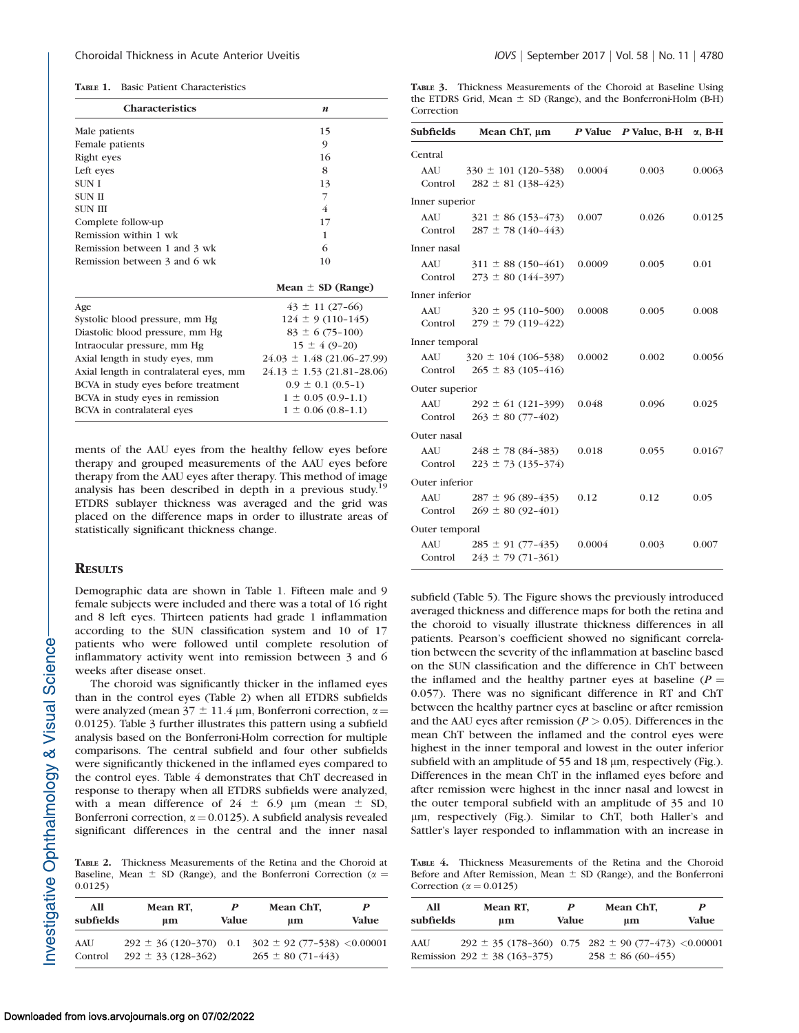**Table 1.** Basic Patient Characteristics

| Characteristics | *n* |
|---|---|
| Male patients | 15 |
| Female patients | 9 |
| Right eyes | 16 |
| Left eyes | 8 |
| SUN I | 13 |
| SUN II | 7 |
| SUN III | 4 |
| Complete follow-up | 17 |
| Remission within 1 wk | 1 |
| Remission between 1 and 3 wk | 6 |
| Remission between 3 and 6 wk | 10 |
| | **Mean ± SD (Range)** |
| Age | 43 ± 11 (27–66) |
| Systolic blood pressure, mm Hg | 124 ± 9 (110–145) |
| Diastolic blood pressure, mm Hg | 83 ± 6 (75–100) |
| Intraocular pressure, mm Hg | 15 ± 4 (9–20) |
| Axial length in study eyes, mm | 24.03 ± 1.48 (21.06–27.99) |
| Axial length in contralateral eyes, mm | 24.13 ± 1.53 (21.81–28.06) |
| BCVA in study eyes before treatment | 0.9 ± 0.1 (0.5–1) |
| BCVA in study eyes in remission | 1 ± 0.05 (0.9–1.1) |
| BCVA in contralateral eyes | 1 ± 0.06 (0.8–1.1) |

ments of the AAU eyes from the healthy fellow eyes before therapy and grouped measurements of the AAU eyes before therapy from the AAU eyes after therapy. This method of image analysis has been described in depth in a previous study.[19] ETDRS sublayer thickness was averaged and the grid was placed on the difference maps in order to illustrate areas of statistically significant thickness change.

## Results

Demographic data are shown in Table 1. Fifteen male and 9 female subjects were included and there was a total of 16 right and 8 left eyes. Thirteen patients had grade 1 inflammation according to the SUN classification system and 10 of 17 patients who were followed until complete resolution of inflammatory activity went into remission between 3 and 6 weeks after disease onset.

The choroid was significantly thicker in the inflamed eyes than in the control eyes (Table 2) when all ETDRS subfields were analyzed (mean 37 ± 11.4 μm, Bonferroni correction, $\alpha = 0.0125$). Table 3 further illustrates this pattern using a subfield analysis based on the Bonferroni-Holm correction for multiple comparisons. The central subfield and four other subfields were significantly thickened in the inflamed eyes compared to the control eyes. Table 4 demonstrates that ChT decreased in response to therapy when all ETDRS subfields were analyzed, with a mean difference of 24 ± 6.9 μm (mean ± SD, Bonferroni correction, $\alpha = 0.0125$). A subfield analysis revealed significant differences in the central and the inner nasal subfield (Table 5). The Figure shows the previously introduced averaged thickness and difference maps for both the retina and the choroid to visually illustrate thickness differences in all patients. Pearson's coefficient showed no significant correlation between the severity of the inflammation at baseline based on the SUN classification and the difference in ChT between the inflamed and the healthy partner eyes at baseline ($P = 0.057$). There was no significant difference in RT and ChT between the healthy partner eyes at baseline or after remission and the AAU eyes after remission ($P > 0.05$). Differences in the mean ChT between the inflamed and the control eyes were highest in the inner temporal and lowest in the outer inferior subfield with an amplitude of 55 and 18 μm, respectively (Fig.). Differences in the mean ChT in the inflamed eyes before and after remission were highest in the inner nasal and lowest in the outer temporal subfield with an amplitude of 35 and 10 μm, respectively (Fig.). Similar to ChT, both Haller's and Sattler's layer responded to inflammation with an increase in

**Table 2.** Thickness Measurements of the Retina and the Choroid at Baseline, Mean ± SD (Range), and the Bonferroni Correction ($\alpha = 0.0125$)

| All subfields | Mean RT, μm | *P* Value | Mean ChT, μm | *P* Value |
|---|---|---|---|---|
| AAU | 292 ± 36 (120–370) | 0.1 | 302 ± 92 (77–538) | <0.00001 |
| Control | 292 ± 33 (128–362) | | 265 ± 80 (71–443) | |

**Table 3.** Thickness Measurements of the Choroid at Baseline Using the ETDRS Grid, Mean ± SD (Range), and the Bonferroni-Holm (B-H) Correction

| Subfields | Mean ChT, μm | *P* Value | *P* Value, B-H | α, B-H |
|---|---|---|---|---|
| Central | | | | |
| AAU | 330 ± 101 (120–538) | 0.0004 | 0.003 | 0.0063 |
| Control | 282 ± 81 (138–423) | | | |
| Inner superior | | | | |
| AAU | 321 ± 86 (153–473) | 0.007 | 0.026 | 0.0125 |
| Control | 287 ± 78 (140–443) | | | |
| Inner nasal | | | | |
| AAU | 311 ± 88 (150–461) | 0.0009 | 0.005 | 0.01 |
| Control | 273 ± 80 (144–397) | | | |
| Inner inferior | | | | |
| AAU | 320 ± 95 (110–500) | 0.0008 | 0.005 | 0.008 |
| Control | 279 ± 79 (119–422) | | | |
| Inner temporal | | | | |
| AAU | 320 ± 104 (106–538) | 0.0002 | 0.002 | 0.0056 |
| Control | 265 ± 83 (105–416) | | | |
| Outer superior | | | | |
| AAU | 292 ± 61 (121–399) | 0.048 | 0.096 | 0.025 |
| Control | 263 ± 80 (77–402) | | | |
| Outer nasal | | | | |
| AAU | 248 ± 78 (84–383) | 0.018 | 0.055 | 0.0167 |
| Control | 223 ± 73 (135–374) | | | |
| Outer inferior | | | | |
| AAU | 287 ± 96 (89–435) | 0.12 | 0.12 | 0.05 |
| Control | 269 ± 80 (92–401) | | | |
| Outer temporal | | | | |
| AAU | 285 ± 91 (77–435) | 0.0004 | 0.003 | 0.007 |
| Control | 243 ± 79 (71–361) | | | |

**Table 4.** Thickness Measurements of the Retina and the Choroid Before and After Remission, Mean ± SD (Range), and the Bonferroni Correction ($\alpha = 0.0125$)

| All subfields | Mean RT, μm | *P* Value | Mean ChT, μm | *P* Value |
|---|---|---|---|---|
| AAU | 292 ± 35 (178–360) | 0.75 | 282 ± 90 (77–473) | <0.00001 |
| Remission | 292 ± 38 (163–375) | | 258 ± 86 (60–455) | |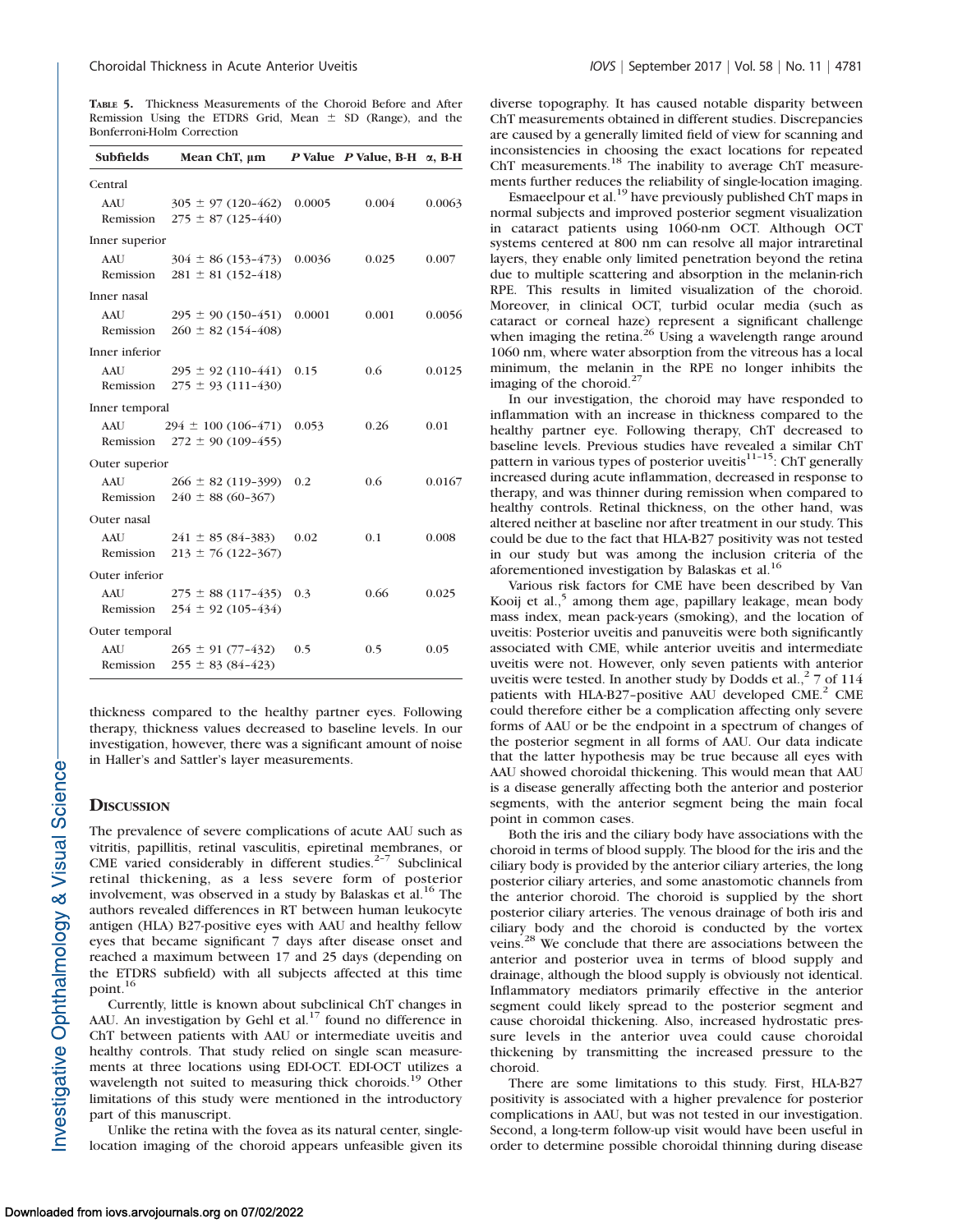**TABLE 5.** Thickness Measurements of the Choroid Before and After Remission Using the ETDRS Grid, Mean ± SD (Range), and the Bonferroni-Holm Correction

| Subfields | Mean ChT, μm | P Value | P Value, B-H | α, B-H |
|---|---|---|---|---|
| Central | | | | |
| AAU | 305 ± 97 (120–462) | 0.0005 | 0.004 | 0.0063 |
| Remission | 275 ± 87 (125–440) | | | |
| Inner superior | | | | |
| AAU | 304 ± 86 (153–473) | 0.0036 | 0.025 | 0.007 |
| Remission | 281 ± 81 (152–418) | | | |
| Inner nasal | | | | |
| AAU | 295 ± 90 (150–451) | 0.0001 | 0.001 | 0.0056 |
| Remission | 260 ± 82 (154–408) | | | |
| Inner inferior | | | | |
| AAU | 295 ± 92 (110–441) | 0.15 | 0.6 | 0.0125 |
| Remission | 275 ± 93 (111–430) | | | |
| Inner temporal | | | | |
| AAU | 294 ± 100 (106–471) | 0.053 | 0.26 | 0.01 |
| Remission | 272 ± 90 (109–455) | | | |
| Outer superior | | | | |
| AAU | 266 ± 82 (119–399) | 0.2 | 0.6 | 0.0167 |
| Remission | 240 ± 88 (60–367) | | | |
| Outer nasal | | | | |
| AAU | 241 ± 85 (84–383) | 0.02 | 0.1 | 0.008 |
| Remission | 213 ± 76 (122–367) | | | |
| Outer inferior | | | | |
| AAU | 275 ± 88 (117–435) | 0.3 | 0.66 | 0.025 |
| Remission | 254 ± 92 (105–434) | | | |
| Outer temporal | | | | |
| AAU | 265 ± 91 (77–432) | 0.5 | 0.5 | 0.05 |
| Remission | 255 ± 83 (84–423) | | | |

thickness compared to the healthy partner eyes. Following therapy, thickness values decreased to baseline levels. In our investigation, however, there was a significant amount of noise in Haller's and Sattler's layer measurements.

## DISCUSSION

The prevalence of severe complications of acute AAU such as vitritis, papillitis, retinal vasculitis, epiretinal membranes, or CME varied considerably in different studies.[2–7] Subclinical retinal thickening, as a less severe form of posterior involvement, was observed in a study by Balaskas et al.[16] The authors revealed differences in RT between human leukocyte antigen (HLA) B27-positive eyes with AAU and healthy fellow eyes that became significant 7 days after disease onset and reached a maximum between 17 and 25 days (depending on the ETDRS subfield) with all subjects affected at this time point.[16]

Currently, little is known about subclinical ChT changes in AAU. An investigation by Gehl et al.[17] found no difference in ChT between patients with AAU or intermediate uveitis and healthy controls. That study relied on single scan measurements at three locations using EDI-OCT. EDI-OCT utilizes a wavelength not suited to measuring thick choroids.[19] Other limitations of this study were mentioned in the introductory part of this manuscript.

Unlike the retina with the fovea as its natural center, single-location imaging of the choroid appears unfeasible given its diverse topography. It has caused notable disparity between ChT measurements obtained in different studies. Discrepancies are caused by a generally limited field of view for scanning and inconsistencies in choosing the exact locations for repeated ChT measurements.[18] The inability to average ChT measurements further reduces the reliability of single-location imaging.

Esmaeelpour et al.[19] have previously published ChT maps in normal subjects and improved posterior segment visualization in cataract patients using 1060-nm OCT. Although OCT systems centered at 800 nm can resolve all major intraretinal layers, they enable only limited penetration beyond the retina due to multiple scattering and absorption in the melanin-rich RPE. This results in limited visualization of the choroid. Moreover, in clinical OCT, turbid ocular media (such as cataract or corneal haze) represent a significant challenge when imaging the retina.[26] Using a wavelength range around 1060 nm, where water absorption from the vitreous has a local minimum, the melanin in the RPE no longer inhibits the imaging of the choroid.[27]

In our investigation, the choroid may have responded to inflammation with an increase in thickness compared to the healthy partner eye. Following therapy, ChT decreased to baseline levels. Previous studies have revealed a similar ChT pattern in various types of posterior uveitis[11–15]: ChT generally increased during acute inflammation, decreased in response to therapy, and was thinner during remission when compared to healthy controls. Retinal thickness, on the other hand, was altered neither at baseline nor after treatment in our study. This could be due to the fact that HLA-B27 positivity was not tested in our study but was among the inclusion criteria of the aforementioned investigation by Balaskas et al.[16]

Various risk factors for CME have been described by Van Kooij et al.,[5] among them age, papillary leakage, mean body mass index, mean pack-years (smoking), and the location of uveitis: Posterior uveitis and panuveitis were both significantly associated with CME, while anterior uveitis and intermediate uveitis were not. However, only seven patients with anterior uveitis were tested. In another study by Dodds et al.,[2] 7 of 114 patients with HLA-B27–positive AAU developed CME.[2] CME could therefore either be a complication affecting only severe forms of AAU or be the endpoint in a spectrum of changes of the posterior segment in all forms of AAU. Our data indicate that the latter hypothesis may be true because all eyes with AAU showed choroidal thickening. This would mean that AAU is a disease generally affecting both the anterior and posterior segments, with the anterior segment being the main focal point in common cases.

Both the iris and the ciliary body have associations with the choroid in terms of blood supply. The blood for the iris and the ciliary body is provided by the anterior ciliary arteries, the long posterior ciliary arteries, and some anastomotic channels from the anterior choroid. The choroid is supplied by the short posterior ciliary arteries. The venous drainage of both iris and ciliary body and the choroid is conducted by the vortex veins.[28] We conclude that there are associations between the anterior and posterior uvea in terms of blood supply and drainage, although the blood supply is obviously not identical. Inflammatory mediators primarily effective in the anterior segment could likely spread to the posterior segment and cause choroidal thickening. Also, increased hydrostatic pressure levels in the anterior uvea could cause choroidal thickening by transmitting the increased pressure to the choroid.

There are some limitations to this study. First, HLA-B27 positivity is associated with a higher prevalence for posterior complications in AAU, but was not tested in our investigation. Second, a long-term follow-up visit would have been useful in order to determine possible choroidal thinning during disease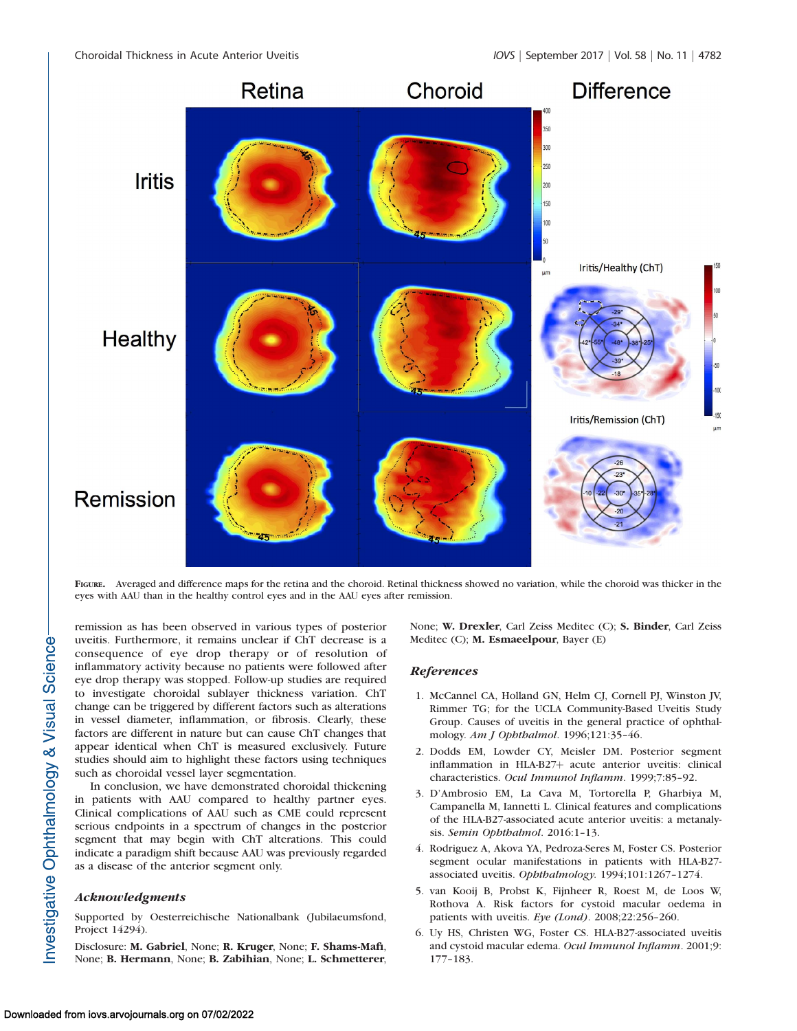Retina

Choroid

Difference

Iritis

Healthy

Remission

45

45

45

45

45

45

400
350
300
250
200
150
100
50
0
µm

Iritis/Healthy (ChT)

-29*
-34*
-42* -55* -40* -38* -25*
-39*
-18

150
100
50
0
-50
-100
-150
µm

Iritis/Remission (ChT)

-26
-23*
-10 -22 -30* -35* -28*
-20
-21

FIGURE. Averaged and difference maps for the retina and the choroid. Retinal thickness showed no variation, while the choroid was thicker in the eyes with AAU than in the healthy control eyes and in the AAU eyes after remission.

remission as has been observed in various types of posterior uveitis. Furthermore, it remains unclear if ChT decrease is a consequence of eye drop therapy or resolution of inflammatory activity because no patients were followed after eye drop therapy was stopped. Follow-up studies are required to investigate choroidal sublayer thickness variation. ChT change can be triggered by different factors such as alterations in vessel diameter, inflammation, or fibrosis. Clearly, these factors are different in nature but can cause ChT changes that appear identical when ChT is measured exclusively. Future studies should aim to highlight these factors using techniques such as choroidal vessel layer segmentation.

In conclusion, we have demonstrated choroidal thickening in patients with AAU compared to healthy partner eyes. Clinical complications of AAU such as CME could represent serious endpoints in a spectrum of changes in the posterior segment that may begin with ChT alterations. This could indicate a paradigm shift because AAU was previously regarded as a disease of the anterior segment only.

### *Acknowledgments*

Supported by Oesterreichische Nationalbank (Jubilaeumsfond, Project 14294).

Disclosure: **M. Gabriel**, None; **R. Kruger**, None; **F. Shams-Mafi**, None; **B. Hermann**, None; **B. Zabihian**, None; **L. Schmetterer**, None; **W. Drexler**, Carl Zeiss Meditec (C); **S. Binder**, Carl Zeiss Meditec (C); **M. Esmaeelpour**, Bayer (E)

## *References*

1. McCannel CA, Holland GN, Helm CJ, Cornell PJ, Winston JV, Rimmer TG; for the UCLA Community-Based Uveitis Study Group. Causes of uveitis in the general practice of ophthalmology. *Am J Ophthalmol*. 1996;121:35–46.
2. Dodds EM, Lowder CY, Meisler DM. Posterior segment inflammation in HLA-B27+ acute anterior uveitis: clinical characteristics. *Ocul Immunol Inflamm*. 1999;7:85–92.
3. D'Ambrosio EM, La Cava M, Tortorella P, Gharbiya M, Campanella M, Iannetti L. Clinical features and complications of the HLA-B27-associated acute anterior uveitis: a metanalysis. *Semin Ophthalmol*. 2016:1–13.
4. Rodriguez A, Akova YA, Pedroza-Seres M, Foster CS. Posterior segment ocular manifestations in patients with HLA-B27-associated uveitis. *Ophthalmology*. 1994;101:1267–1274.
5. van Kooij B, Probst K, Fijnheer R, Roest M, de Loos W, Rothova A. Risk factors for cystoid macular oedema in patients with uveitis. *Eye (Lond)*. 2008;22:256–260.
6. Uy HS, Christen WG, Foster CS. HLA-B27-associated uveitis and cystoid macular edema. *Ocul Immunol Inflamm*. 2001;9:177–183.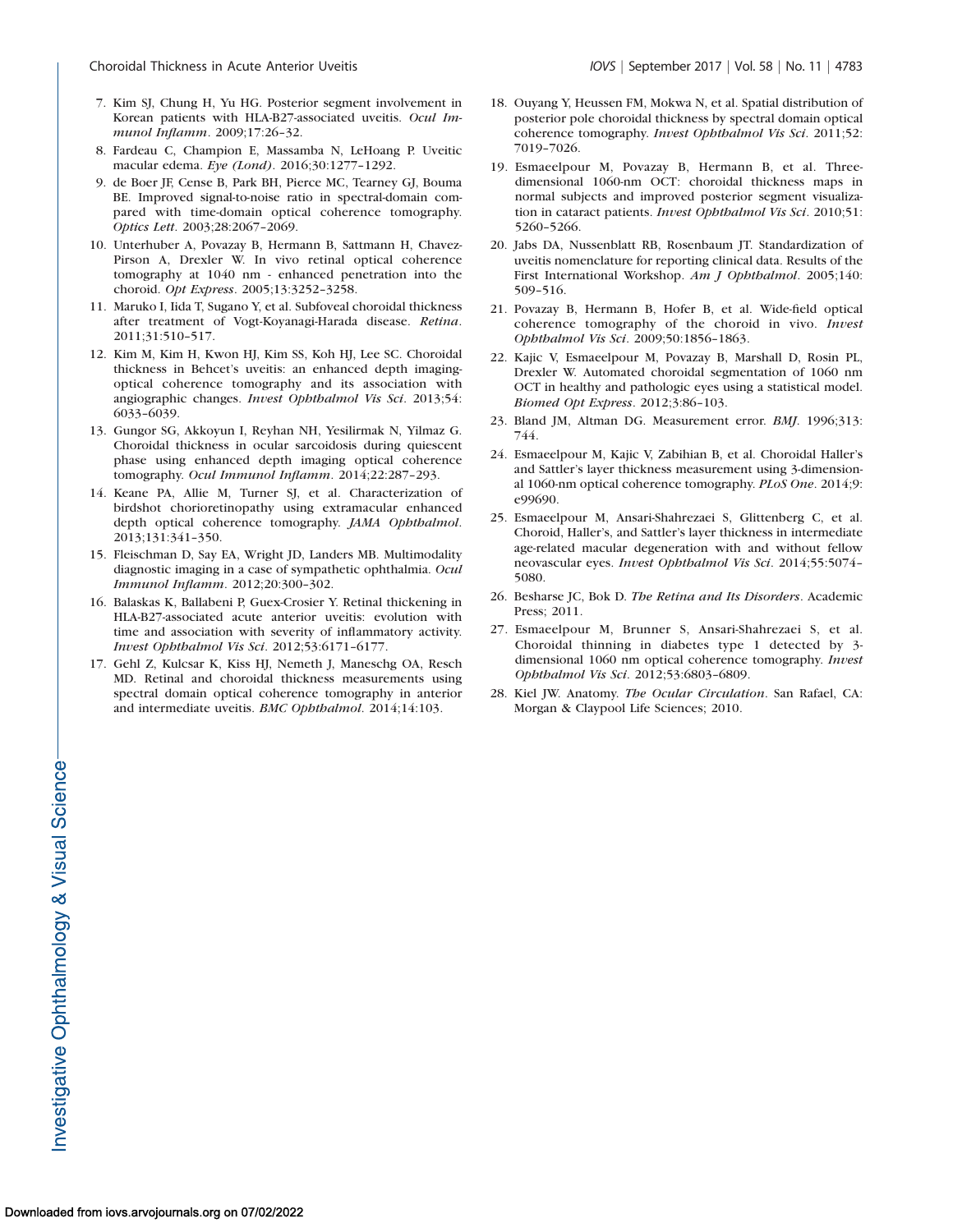7. Kim SJ, Chung H, Yu HG. Posterior segment involvement in Korean patients with HLA-B27-associated uveitis. *Ocul Immunol Inflamm*. 2009;17:26–32.
8. Fardeau C, Champion E, Massamba N, LeHoang P. Uveitic macular edema. *Eye (Lond)*. 2016;30:1277–1292.
9. de Boer JF, Cense B, Park BH, Pierce MC, Tearney GJ, Bouma BE. Improved signal-to-noise ratio in spectral-domain compared with time-domain optical coherence tomography. *Optics Lett*. 2003;28:2067–2069.
10. Unterhuber A, Povazay B, Hermann B, Sattmann H, Chavez-Pirson A, Drexler W. In vivo retinal optical coherence tomography at 1040 nm - enhanced penetration into the choroid. *Opt Express*. 2005;13:3252–3258.
11. Maruko I, Iida T, Sugano Y, et al. Subfoveal choroidal thickness after treatment of Vogt-Koyanagi-Harada disease. *Retina*. 2011;31:510–517.
12. Kim M, Kim H, Kwon HJ, Kim SS, Koh HJ, Lee SC. Choroidal thickness in Behcet's uveitis: an enhanced depth imaging-optical coherence tomography and its association with angiographic changes. *Invest Ophthalmol Vis Sci*. 2013;54:6033–6039.
13. Gungor SG, Akkoyun I, Reyhan NH, Yesilirmak N, Yilmaz G. Choroidal thickness in ocular sarcoidosis during quiescent phase using enhanced depth imaging optical coherence tomography. *Ocul Immunol Inflamm*. 2014;22:287–293.
14. Keane PA, Allie M, Turner SJ, et al. Characterization of birdshot chorioretinopathy using extramacular enhanced depth optical coherence tomography. *JAMA Ophthalmol*. 2013;131:341–350.
15. Fleischman D, Say EA, Wright JD, Landers MB. Multimodality diagnostic imaging in a case of sympathetic ophthalmia. *Ocul Immunol Inflamm*. 2012;20:300–302.
16. Balaskas K, Ballabeni P, Guex-Crosier Y. Retinal thickening in HLA-B27-associated acute anterior uveitis: evolution with time and association with severity of inflammatory activity. *Invest Ophthalmol Vis Sci*. 2012;53:6171–6177.
17. Gehl Z, Kulcsar K, Kiss HJ, Nemeth J, Maneschg OA, Resch MD. Retinal and choroidal thickness measurements using spectral domain optical coherence tomography in anterior and intermediate uveitis. *BMC Ophthalmol*. 2014;14:103.
18. Ouyang Y, Heussen FM, Mokwa N, et al. Spatial distribution of posterior pole choroidal thickness by spectral domain optical coherence tomography. *Invest Ophthalmol Vis Sci*. 2011;52:7019–7026.
19. Esmaeelpour M, Povazay B, Hermann B, et al. Three-dimensional 1060-nm OCT: choroidal thickness maps in normal subjects and improved posterior segment visualization in cataract patients. *Invest Ophthalmol Vis Sci*. 2010;51:5260–5266.
20. Jabs DA, Nussenblatt RB, Rosenbaum JT. Standardization of uveitis nomenclature for reporting clinical data. Results of the First International Workshop. *Am J Ophthalmol*. 2005;140:509–516.
21. Povazay B, Hermann B, Hofer B, et al. Wide-field optical coherence tomography of the choroid in vivo. *Invest Ophthalmol Vis Sci*. 2009;50:1856–1863.
22. Kajic V, Esmaeelpour M, Povazay B, Marshall D, Rosin PL, Drexler W. Automated choroidal segmentation of 1060 nm OCT in healthy and pathologic eyes using a statistical model. *Biomed Opt Express*. 2012;3:86–103.
23. Bland JM, Altman DG. Measurement error. *BMJ*. 1996;313:744.
24. Esmaeelpour M, Kajic V, Zabihian B, et al. Choroidal Haller's and Sattler's layer thickness measurement using 3-dimensional 1060-nm optical coherence tomography. *PLoS One*. 2014;9:e99690.
25. Esmaeelpour M, Ansari-Shahrezaei S, Glittenberg C, et al. Choroid, Haller's, and Sattler's layer thickness in intermediate age-related macular degeneration with and without fellow neovascular eyes. *Invest Ophthalmol Vis Sci*. 2014;55:5074–5080.
26. Besharse JC, Bok D. *The Retina and Its Disorders*. Academic Press; 2011.
27. Esmaeelpour M, Brunner S, Ansari-Shahrezaei S, et al. Choroidal thinning in diabetes type 1 detected by 3-dimensional 1060 nm optical coherence tomography. *Invest Ophthalmol Vis Sci*. 2012;53:6803–6809.
28. Kiel JW. Anatomy. *The Ocular Circulation*. San Rafael, CA: Morgan & Claypool Life Sciences; 2010.